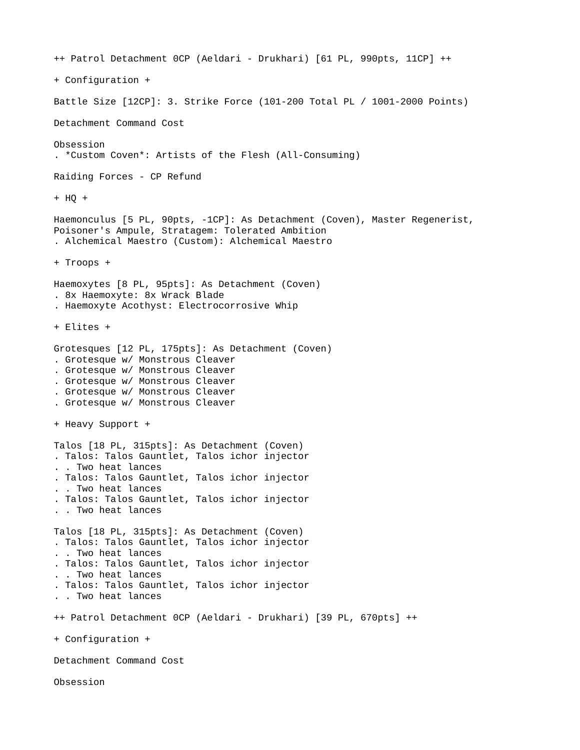++ Patrol Detachment 0CP (Aeldari - Drukhari) [61 PL, 990pts, 11CP] ++

+ Configuration +

Battle Size [12CP]: 3. Strike Force (101-200 Total PL / 1001-2000 Points)

Detachment Command Cost

Obsession
. *Custom Coven*: Artists of the Flesh (All-Consuming)

Raiding Forces - CP Refund

+ HQ +

Haemonculus [5 PL, 90pts, -1CP]: As Detachment (Coven), Master Regenerist, Poisoner's Ampule, Stratagem: Tolerated Ambition
. Alchemical Maestro (Custom): Alchemical Maestro

+ Troops +

Haemoxytes [8 PL, 95pts]: As Detachment (Coven)
. 8x Haemoxyte: 8x Wrack Blade
. Haemoxyte Acothyst: Electrocorrosive Whip

+ Elites +

Grotesques [12 PL, 175pts]: As Detachment (Coven)
. Grotesque w/ Monstrous Cleaver
. Grotesque w/ Monstrous Cleaver
. Grotesque w/ Monstrous Cleaver
. Grotesque w/ Monstrous Cleaver
. Grotesque w/ Monstrous Cleaver

+ Heavy Support +

Talos [18 PL, 315pts]: As Detachment (Coven)
. Talos: Talos Gauntlet, Talos ichor injector
. . Two heat lances
. Talos: Talos Gauntlet, Talos ichor injector
. . Two heat lances
. Talos: Talos Gauntlet, Talos ichor injector
. . Two heat lances

Talos [18 PL, 315pts]: As Detachment (Coven)
. Talos: Talos Gauntlet, Talos ichor injector
. . Two heat lances
. Talos: Talos Gauntlet, Talos ichor injector
. . Two heat lances
. Talos: Talos Gauntlet, Talos ichor injector
. . Two heat lances

++ Patrol Detachment 0CP (Aeldari - Drukhari) [39 PL, 670pts] ++

+ Configuration +

Detachment Command Cost

Obsession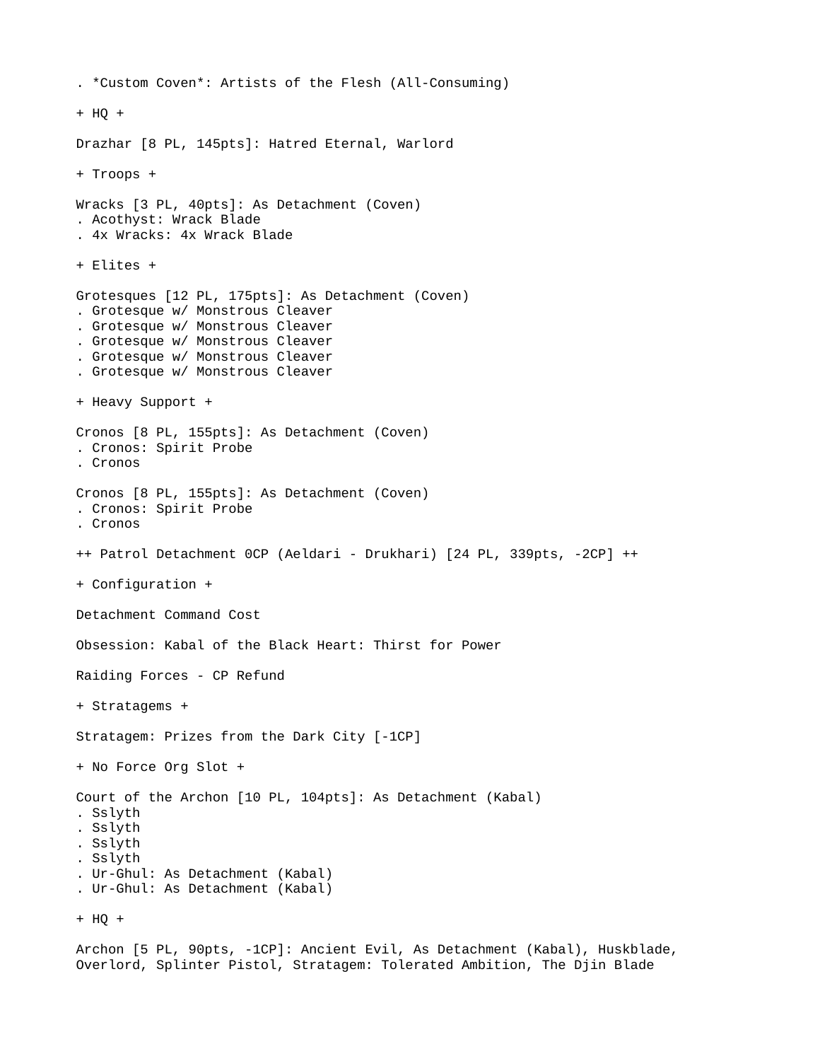. *Custom Coven*: Artists of the Flesh (All-Consuming)

+ HQ +

Drazhar [8 PL, 145pts]: Hatred Eternal, Warlord

+ Troops +

Wracks [3 PL, 40pts]: As Detachment (Coven)
. Acothyst: Wrack Blade
. 4x Wracks: 4x Wrack Blade

+ Elites +

Grotesques [12 PL, 175pts]: As Detachment (Coven)
. Grotesque w/ Monstrous Cleaver
. Grotesque w/ Monstrous Cleaver
. Grotesque w/ Monstrous Cleaver
. Grotesque w/ Monstrous Cleaver
. Grotesque w/ Monstrous Cleaver

+ Heavy Support +

Cronos [8 PL, 155pts]: As Detachment (Coven)
. Cronos: Spirit Probe
. Cronos

Cronos [8 PL, 155pts]: As Detachment (Coven)
. Cronos: Spirit Probe
. Cronos

++ Patrol Detachment 0CP (Aeldari - Drukhari) [24 PL, 339pts, -2CP] ++

+ Configuration +

Detachment Command Cost

Obsession: Kabal of the Black Heart: Thirst for Power

Raiding Forces - CP Refund

+ Stratagems +

Stratagem: Prizes from the Dark City [-1CP]

+ No Force Org Slot +

Court of the Archon [10 PL, 104pts]: As Detachment (Kabal)
. Sslyth
. Sslyth
. Sslyth
. Sslyth
. Ur-Ghul: As Detachment (Kabal)
. Ur-Ghul: As Detachment (Kabal)

+ HQ +

Archon [5 PL, 90pts, -1CP]: Ancient Evil, As Detachment (Kabal), Huskblade, Overlord, Splinter Pistol, Stratagem: Tolerated Ambition, The Djin Blade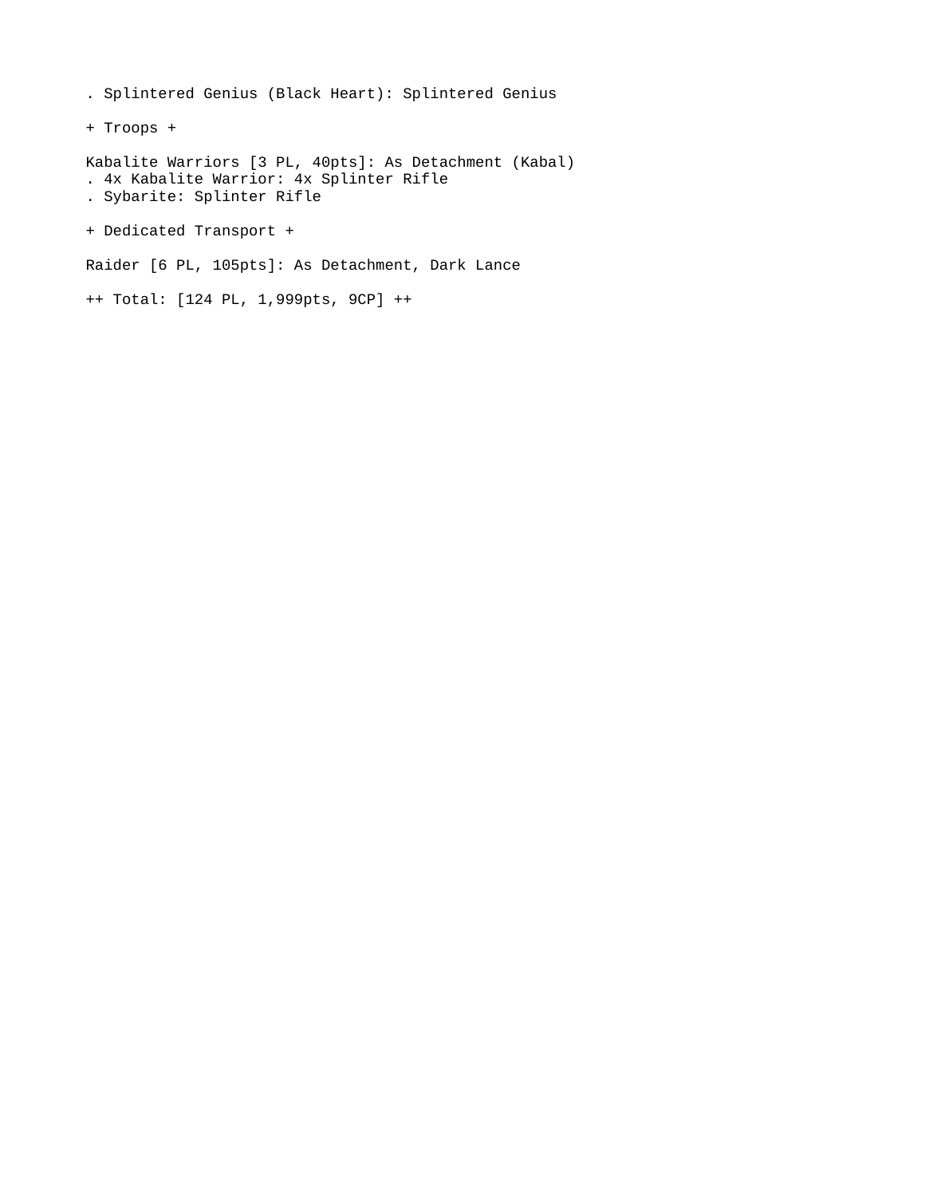. Splintered Genius (Black Heart): Splintered Genius

+ Troops +

Kabalite Warriors [3 PL, 40pts]: As Detachment (Kabal)
. 4x Kabalite Warrior: 4x Splinter Rifle
. Sybarite: Splinter Rifle

+ Dedicated Transport +

Raider [6 PL, 105pts]: As Detachment, Dark Lance

++ Total: [124 PL, 1,999pts, 9CP] ++